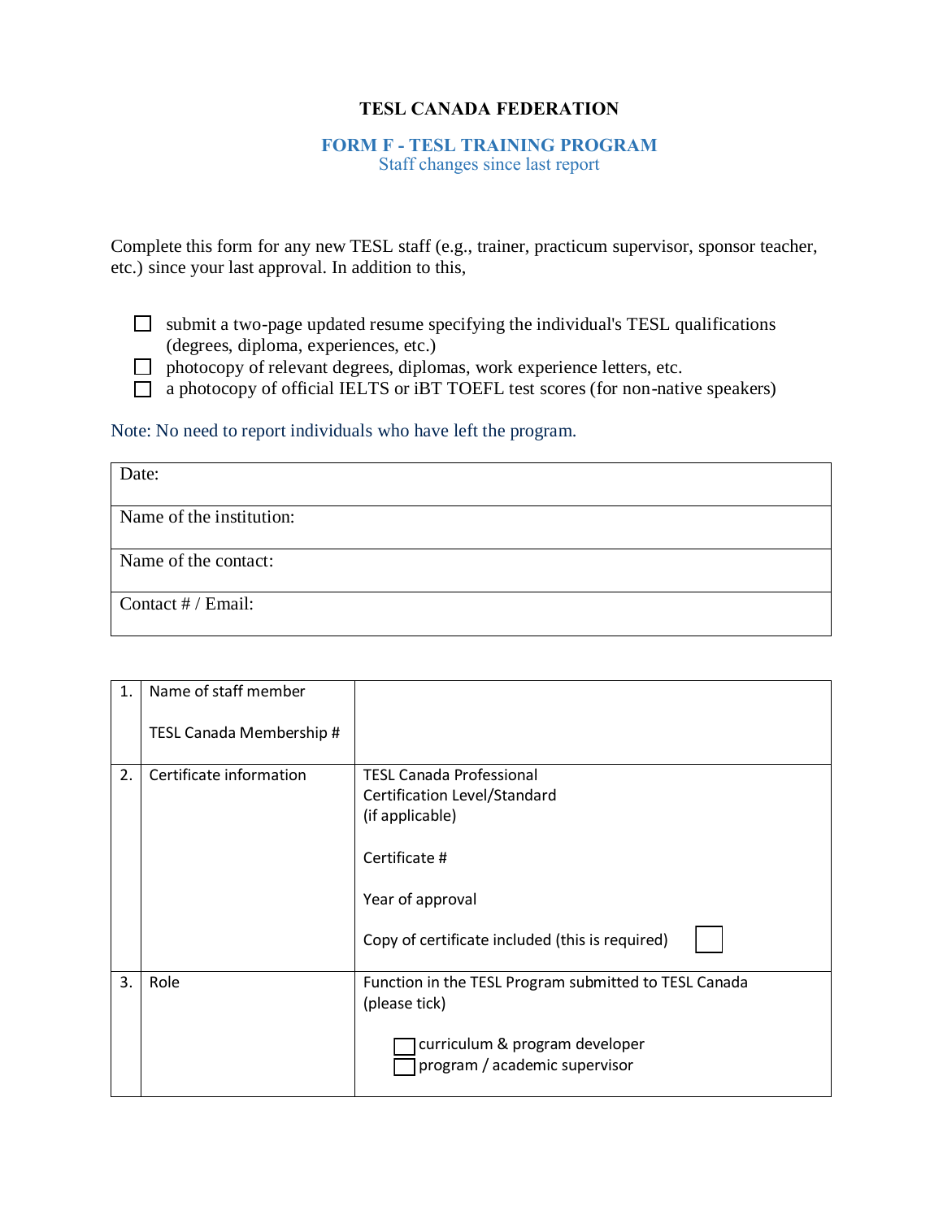# TESL CANADA FEDERATION

## FORM F - TESL TRAINING PROGRAM

Staff changes since last report

Complete this form for any new TESL staff (e.g., trainer, practicum supervisor, sponsor teacher, etc.) since your last approval. In addition to this,

- ☐ submit a two-page updated resume specifying the individual's TESL qualifications (degrees, diploma, experiences, etc.)
- ☐ photocopy of relevant degrees, diplomas, work experience letters, etc.
- ☐ a photocopy of official IELTS or iBT TOEFL test scores (for non-native speakers)

Note: No need to report individuals who have left the program.

| Date: |
|---|
| Name of the institution: |
| Name of the contact: |
| Contact # / Email: |

| | | |
|---|---|---|
| 1. | Name of staff member<br><br>TESL Canada Membership # | |
| 2. | Certificate information | TESL Canada Professional Certification Level/Standard (if applicable)<br><br>Certificate #<br><br>Year of approval<br><br>Copy of certificate included (this is required) ☐ |
| 3. | Role | Function in the TESL Program submitted to TESL Canada (please tick)<br><br>☐ curriculum & program developer<br>☐ program / academic supervisor |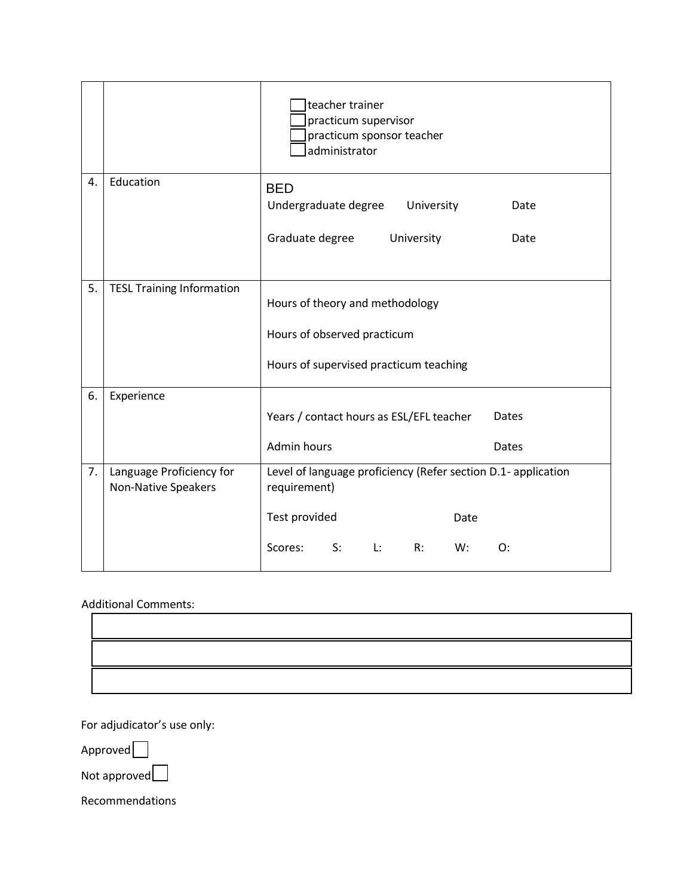| | | |
|---|---|---|
| | | ☐ teacher trainer<br>☐ practicum supervisor<br>☐ practicum sponsor teacher<br>☐ administrator |
| 4. | Education | BED<br>Undergraduate degree University Date<br><br>Graduate degree University Date |
| 5. | TESL Training Information | Hours of theory and methodology<br><br>Hours of observed practicum<br><br>Hours of supervised practicum teaching |
| 6. | Experience | Years / contact hours as ESL/EFL teacher Dates<br><br>Admin hours Dates |
| 7. | Language Proficiency for Non-Native Speakers | Level of language proficiency (Refer section D.1- application requirement)<br><br>Test provided Date<br><br>Scores: S: L: R: W: O: |

Additional Comments:

| |
|---|
| |
| |
| |

For adjudicator's use only:

Approved ☐

Not approved ☐

Recommendations